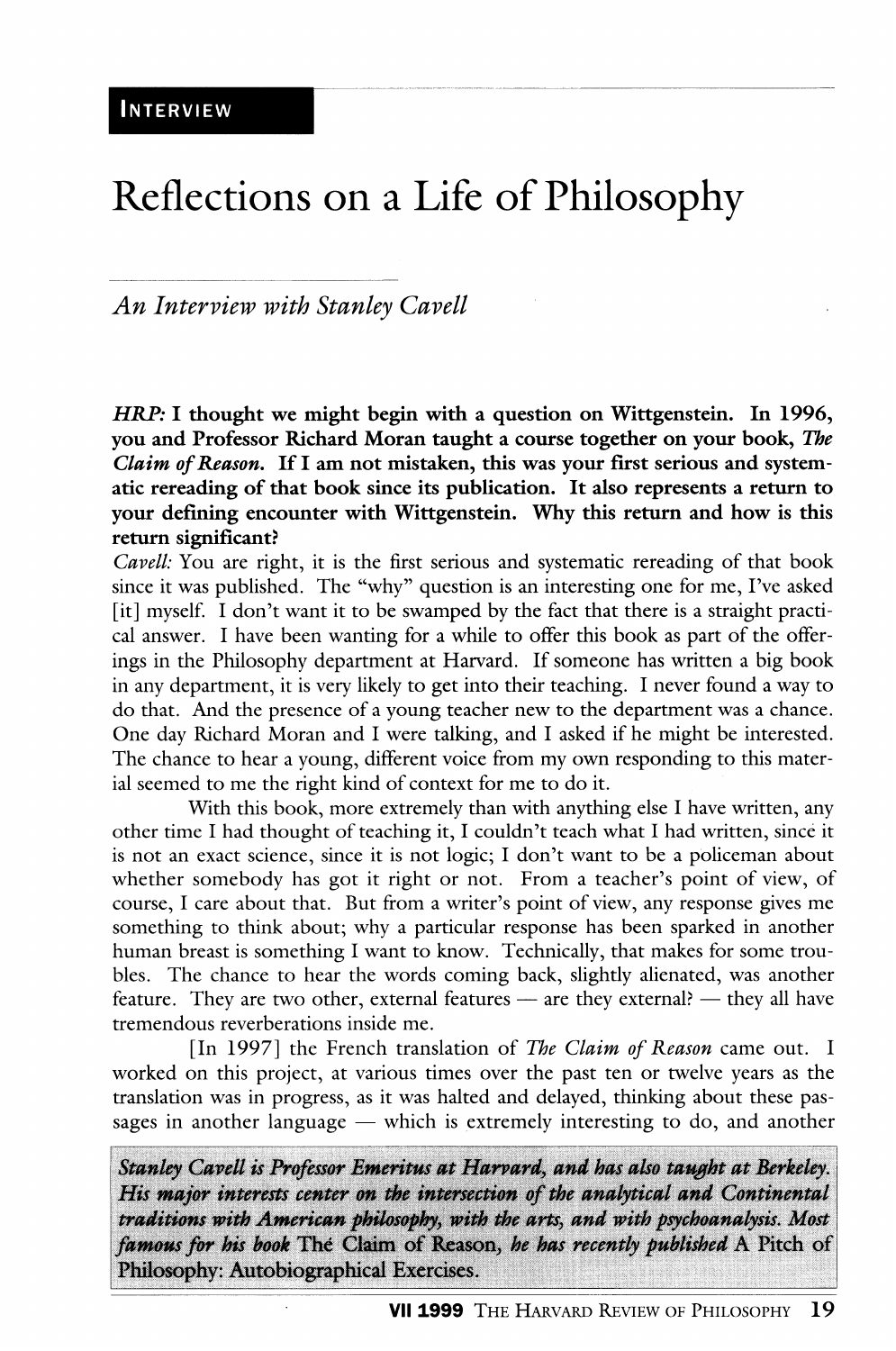INTERVIEW

# Reflections on a Life of Philosophy

## *An Interview with Stanley Cavell*

***HRP:* I thought we might begin with a question on Wittgenstein. In 1996, you and Professor Richard Moran taught a course together on your book, *The Claim of Reason*. If I am not mistaken, this was your first serious and systematic rereading of that book since its publication. It also represents a return to your defining encounter with Wittgenstein. Why this return and how is this return significant?**

*Cavell:* You are right, it is the first serious and systematic rereading of that book since it was published. The "why" question is an interesting one for me, I've asked [it] myself. I don't want it to be swamped by the fact that there is a straight practical answer. I have been wanting for a while to offer this book as part of the offerings in the Philosophy department at Harvard. If someone has written a big book in any department, it is very likely to get into their teaching. I never found a way to do that. And the presence of a young teacher new to the department was a chance. One day Richard Moran and I were talking, and I asked if he might be interested. The chance to hear a young, different voice from my own responding to this material seemed to me the right kind of context for me to do it.

With this book, more extremely than with anything else I have written, any other time I had thought of teaching it, I couldn't teach what I had written, since it is not an exact science, since it is not logic; I don't want to be a policeman about whether somebody has got it right or not. From a teacher's point of view, of course, I care about that. But from a writer's point of view, any response gives me something to think about; why a particular response has been sparked in another human breast is something I want to know. Technically, that makes for some troubles. The chance to hear the words coming back, slightly alienated, was another feature. They are two other, external features — are they external? — they all have tremendous reverberations inside me.

[In 1997] the French translation of *The Claim of Reason* came out. I worked on this project, at various times over the past ten or twelve years as the translation was in progress, as it was halted and delayed, thinking about these passages in another language — which is extremely interesting to do, and another

*Stanley Cavell is Professor Emeritus at Harvard, and has also taught at Berkeley. His major interests center on the intersection of the analytical and Continental traditions with American philosophy, with the arts, and with psychoanalysis. Most famous for his book* The Claim of Reason, *he has recently published* A Pitch of Philosophy: Autobiographical Exercises.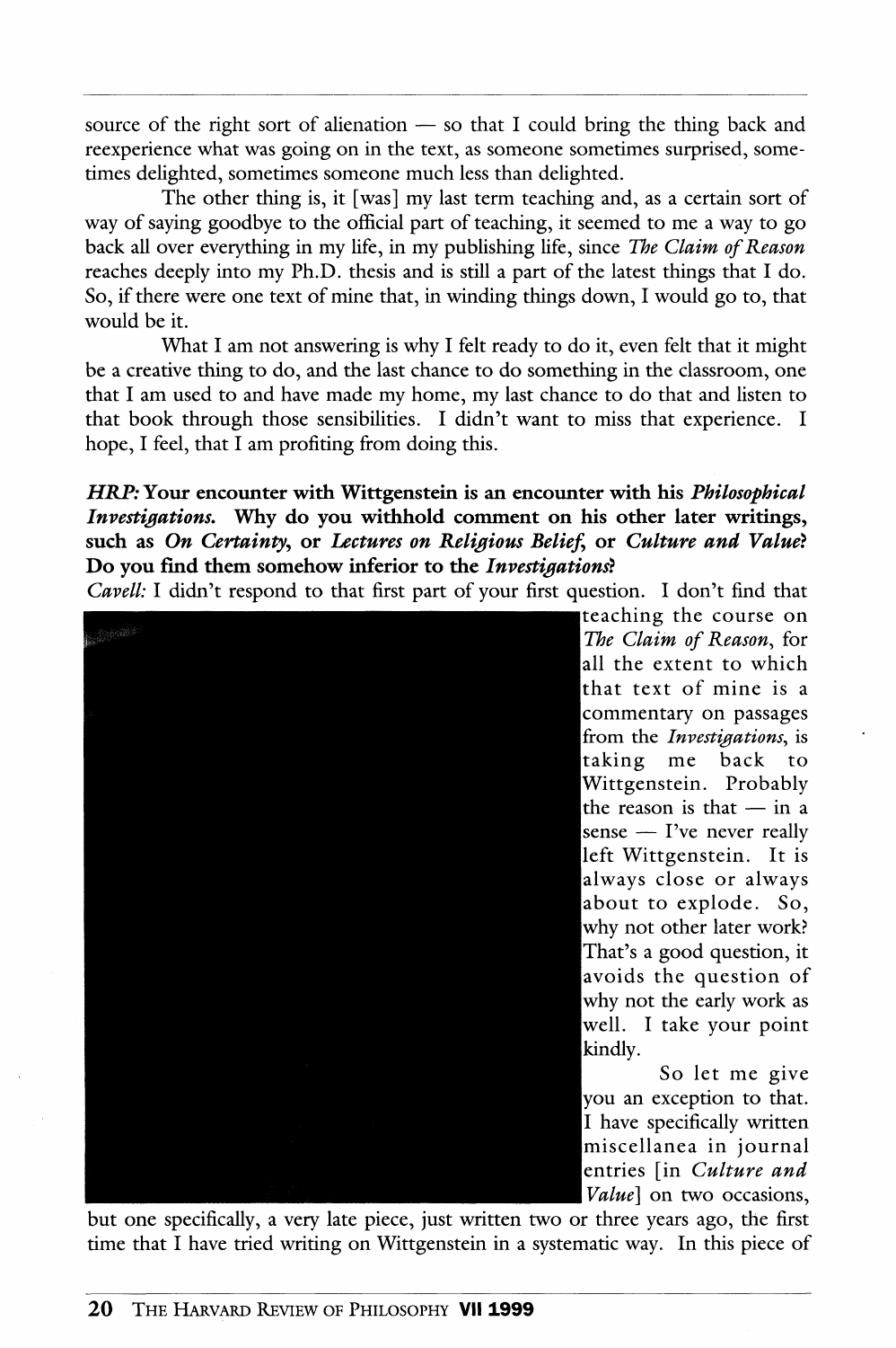source of the right sort of alienation — so that I could bring the thing back and reexperience what was going on in the text, as someone sometimes surprised, sometimes delighted, sometimes someone much less than delighted.

The other thing is, it [was] my last term teaching and, as a certain sort of way of saying goodbye to the official part of teaching, it seemed to me a way to go back all over everything in my life, in my publishing life, since *The Claim of Reason* reaches deeply into my Ph.D. thesis and is still a part of the latest things that I do. So, if there were one text of mine that, in winding things down, I would go to, that would be it.

What I am not answering is why I felt ready to do it, even felt that it might be a creative thing to do, and the last chance to do something in the classroom, one that I am used to and have made my home, my last chance to do that and listen to that book through those sensibilities. I didn't want to miss that experience. I hope, I feel, that I am profiting from doing this.

***HRP:*** **Your encounter with Wittgenstein is an encounter with his *Philosophical Investigations*. Why do you withhold comment on his other later writings, such as *On Certainty*, or *Lectures on Religious Belief*, or *Culture and Value*? Do you find them somehow inferior to the *Investigations*?**

*Cavell:* I didn't respond to that first part of your first question. I don't find that teaching the course on *The Claim of Reason*, for all the extent to which that text of mine is a commentary on passages from the *Investigations*, is taking me back to Wittgenstein. Probably the reason is that — in a sense — I've never really left Wittgenstein. It is always close or always about to explode. So, why not other later work? That's a good question, it avoids the question of why not the early work as well. I take your point kindly.

So let me give you an exception to that. I have specifically written miscellanea in journal entries [in *Culture and Value*] on two occasions, but one specifically, a very late piece, just written two or three years ago, the first time that I have tried writing on Wittgenstein in a systematic way. In this piece of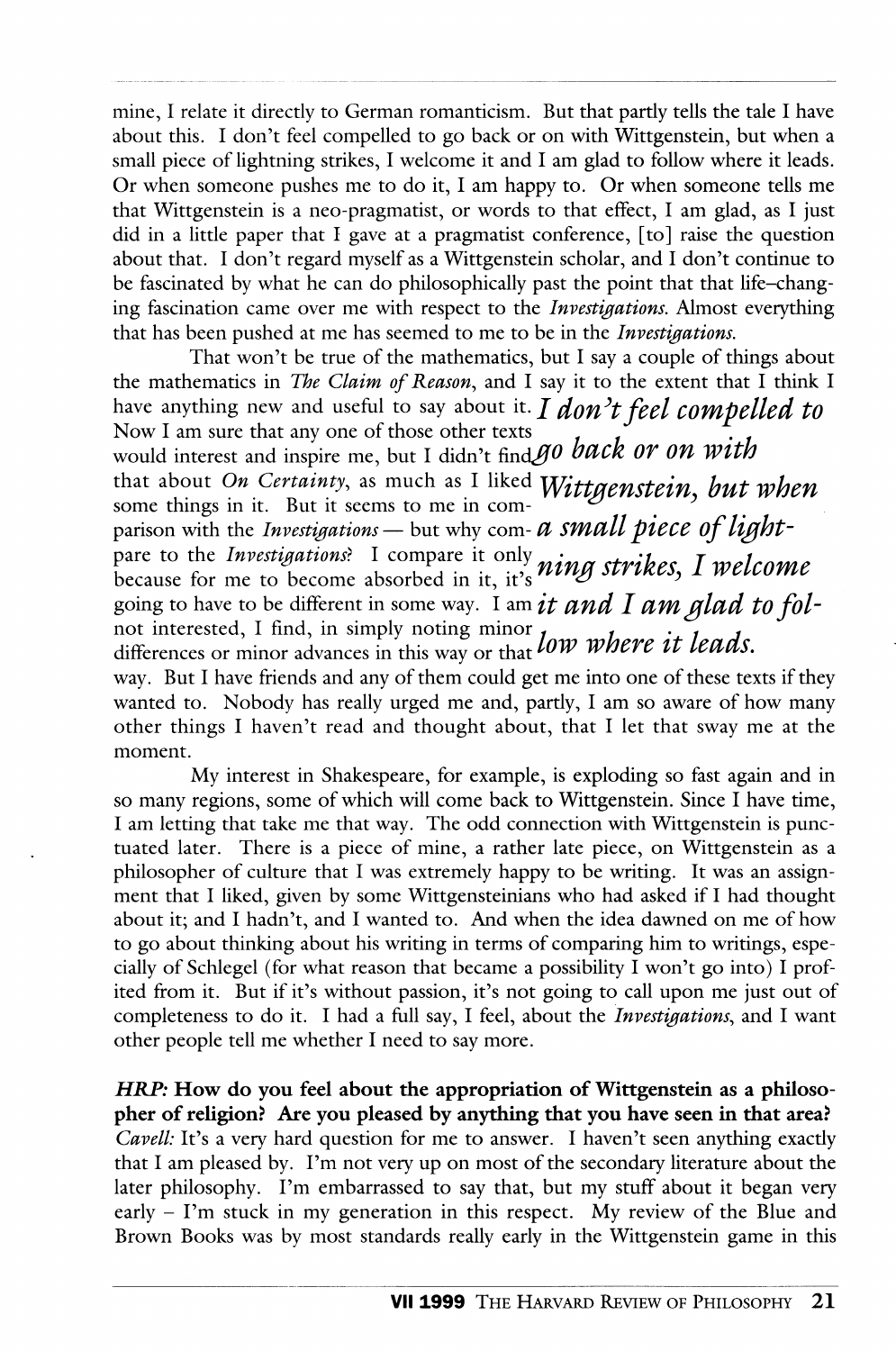mine, I relate it directly to German romanticism. But that partly tells the tale I have about this. I don't feel compelled to go back or on with Wittgenstein, but when a small piece of lightning strikes, I welcome it and I am glad to follow where it leads. Or when someone pushes me to do it, I am happy to. Or when someone tells me that Wittgenstein is a neo-pragmatist, or words to that effect, I am glad, as I just did in a little paper that I gave at a pragmatist conference, [to] raise the question about that. I don't regard myself as a Wittgenstein scholar, and I don't continue to be fascinated by what he can do philosophically past the point that that life-changing fascination came over me with respect to the *Investigations*. Almost everything that has been pushed at me has seemed to me to be in the *Investigations*.

That won't be true of the mathematics, but I say a couple of things about the mathematics in *The Claim of Reason*, and I say it to the extent that I think I have anything new and useful to say about it. Now I am sure that any one of those other texts would interest and inspire me, but I didn't find that about *On Certainty*, as much as I liked some things in it. But it seems to me in comparison with the *Investigations* — but why compare to the *Investigations*? I compare it only because for me to become absorbed in it, it's going to have to be different in some way. I am not interested, I find, in simply noting minor differences or minor advances in this way or that way. But I have friends and any of them could get me into one of these texts if they wanted to. Nobody has really urged me and, partly, I am so aware of how many other things I haven't read and thought about, that I let that sway me at the moment.

*I don't feel compelled to go back or on with Wittgenstein, but when a small piece of lightning strikes, I welcome it and I am glad to follow where it leads.*

My interest in Shakespeare, for example, is exploding so fast again and in so many regions, some of which will come back to Wittgenstein. Since I have time, I am letting that take me that way. The odd connection with Wittgenstein is punctuated later. There is a piece of mine, a rather late piece, on Wittgenstein as a philosopher of culture that I was extremely happy to be writing. It was an assignment that I liked, given by some Wittgensteinians who had asked if I had thought about it; and I hadn't, and I wanted to. And when the idea dawned on me of how to go about thinking about his writing in terms of comparing him to writings, especially of Schlegel (for what reason that became a possibility I won't go into) I profited from it. But if it's without passion, it's not going to call upon me just out of completeness to do it. I had a full say, I feel, about the *Investigations*, and I want other people tell me whether I need to say more.

***HRP*: How do you feel about the appropriation of Wittgenstein as a philosopher of religion? Are you pleased by anything that you have seen in that area?**
*Cavell:* It's a very hard question for me to answer. I haven't seen anything exactly that I am pleased by. I'm not very up on most of the secondary literature about the later philosophy. I'm embarrassed to say that, but my stuff about it began very early – I'm stuck in my generation in this respect. My review of the Blue and Brown Books was by most standards really early in the Wittgenstein game in this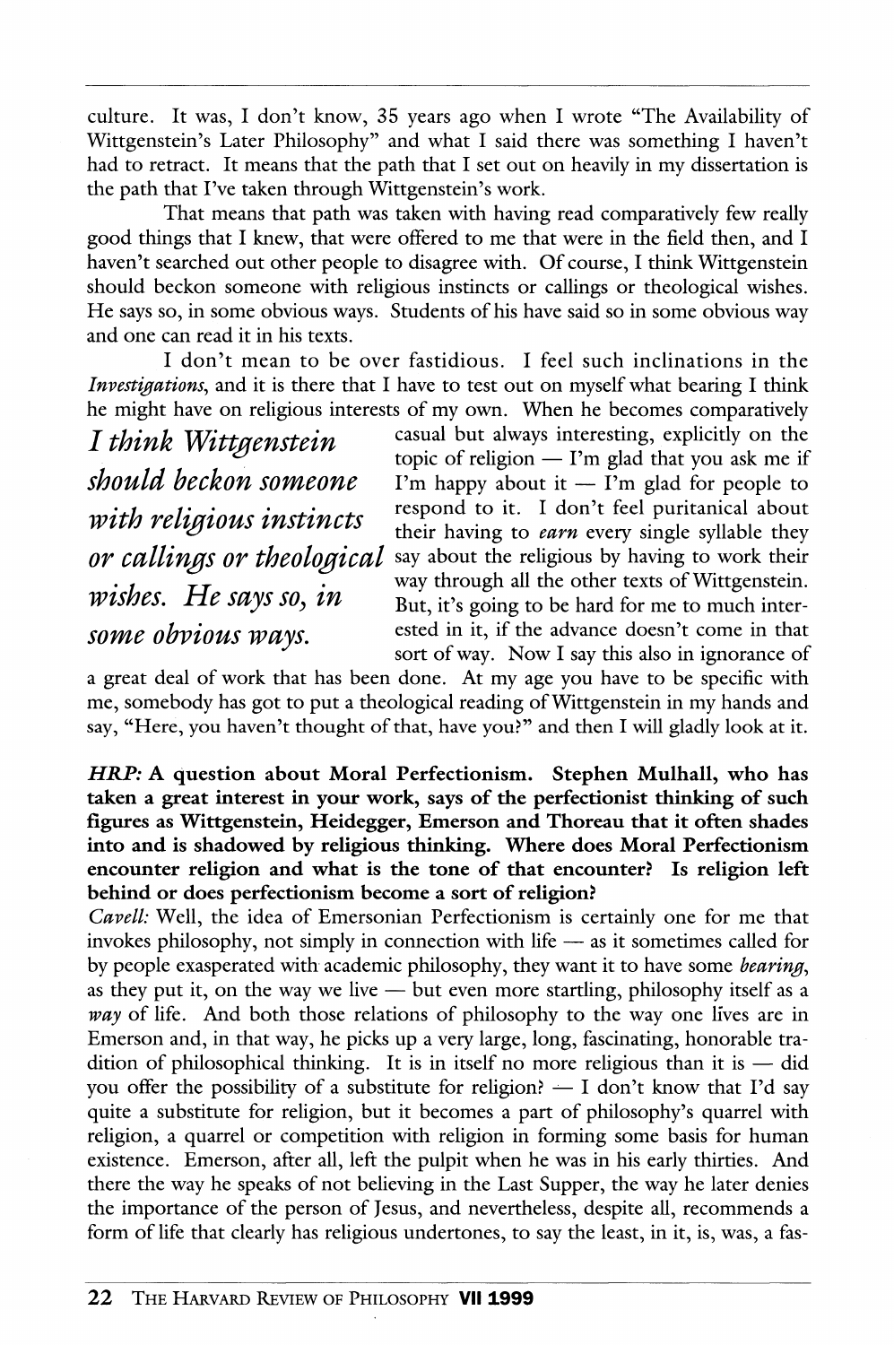culture. It was, I don't know, 35 years ago when I wrote "The Availability of Wittgenstein's Later Philosophy" and what I said there was something I haven't had to retract. It means that the path that I set out on heavily in my dissertation is the path that I've taken through Wittgenstein's work.

That means that path was taken with having read comparatively few really good things that I knew, that were offered to me that were in the field then, and I haven't searched out other people to disagree with. Of course, I think Wittgenstein should beckon someone with religious instincts or callings or theological wishes. He says so, in some obvious ways. Students of his have said so in some obvious way and one can read it in his texts.

I don't mean to be over fastidious. I feel such inclinations in the *Investigations*, and it is there that I have to test out on myself what bearing I think he might have on religious interests of my own. When he becomes comparatively casual but always interesting, explicitly on the topic of religion — I'm glad that you ask me if I'm happy about it — I'm glad for people to respond to it. I don't feel puritanical about their having to *earn* every single syllable they say about the religious by having to work their way through all the other texts of Wittgenstein. But, it's going to be hard for me to much interested in it, if the advance doesn't come in that sort of way. Now I say this also in ignorance of a great deal of work that has been done. At my age you have to be specific with me, somebody has got to put a theological reading of Wittgenstein in my hands and say, "Here, you haven't thought of that, have you?" and then I will gladly look at it.

> *I think Wittgenstein should beckon someone with religious instincts or callings or theological wishes. He says so, in some obvious ways.*

***HRP:* A question about Moral Perfectionism. Stephen Mulhall, who has taken a great interest in your work, says of the perfectionist thinking of such figures as Wittgenstein, Heidegger, Emerson and Thoreau that it often shades into and is shadowed by religious thinking. Where does Moral Perfectionism encounter religion and what is the tone of that encounter? Is religion left behind or does perfectionism become a sort of religion?**

*Cavell:* Well, the idea of Emersonian Perfectionism is certainly one for me that invokes philosophy, not simply in connection with life — as it sometimes called for by people exasperated with academic philosophy, they want it to have some *bearing*, as they put it, on the way we live — but even more startling, philosophy itself as a *way* of life. And both those relations of philosophy to the way one lives are in Emerson and, in that way, he picks up a very large, long, fascinating, honorable tradition of philosophical thinking. It is in itself no more religious than it is — did you offer the possibility of a substitute for religion? — I don't know that I'd say quite a substitute for religion, but it becomes a part of philosophy's quarrel with religion, a quarrel or competition with religion in forming some basis for human existence. Emerson, after all, left the pulpit when he was in his early thirties. And there the way he speaks of not believing in the Last Supper, the way he later denies the importance of the person of Jesus, and nevertheless, despite all, recommends a form of life that clearly has religious undertones, to say the least, in it, is, was, a fas-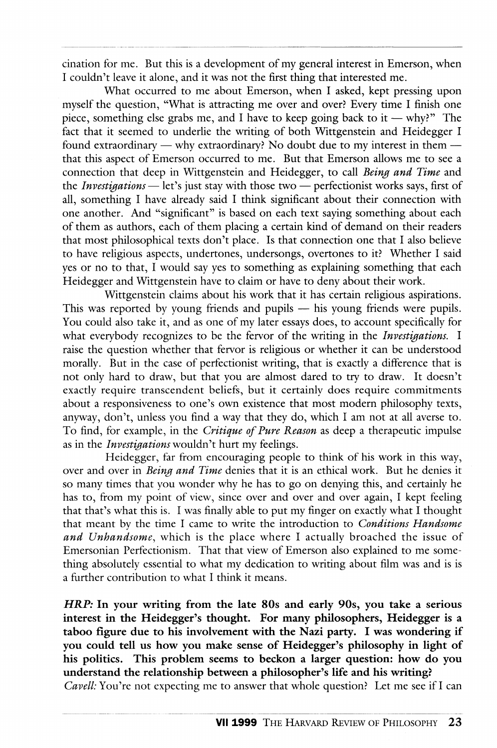cination for me. But this is a development of my general interest in Emerson, when I couldn't leave it alone, and it was not the first thing that interested me.

What occurred to me about Emerson, when I asked, kept pressing upon myself the question, "What is attracting me over and over? Every time I finish one piece, something else grabs me, and I have to keep going back to it — why?" The fact that it seemed to underlie the writing of both Wittgenstein and Heidegger I found extraordinary — why extraordinary? No doubt due to my interest in them — that this aspect of Emerson occurred to me. But that Emerson allows me to see a connection that deep in Wittgenstein and Heidegger, to call *Being and Time* and the *Investigations* — let's just stay with those two — perfectionist works says, first of all, something I have already said I think significant about their connection with one another. And "significant" is based on each text saying something about each of them as authors, each of them placing a certain kind of demand on their readers that most philosophical texts don't place. Is that connection one that I also believe to have religious aspects, undertones, undersongs, overtones to it? Whether I said yes or no to that, I would say yes to something as explaining something that each Heidegger and Wittgenstein have to claim or have to deny about their work.

Wittgenstein claims about his work that it has certain religious aspirations. This was reported by young friends and pupils — his young friends were pupils. You could also take it, and as one of my later essays does, to account specifically for what everybody recognizes to be the fervor of the writing in the *Investigations.* I raise the question whether that fervor is religious or whether it can be understood morally. But in the case of perfectionist writing, that is exactly a difference that is not only hard to draw, but that you are almost dared to try to draw. It doesn't exactly require transcendent beliefs, but it certainly does require commitments about a responsiveness to one's own existence that most modern philosophy texts, anyway, don't, unless you find a way that they do, which I am not at all averse to. To find, for example, in the *Critique of Pure Reason* as deep a therapeutic impulse as in the *Investigations* wouldn't hurt my feelings.

Heidegger, far from encouraging people to think of his work in this way, over and over in *Being and Time* denies that it is an ethical work. But he denies it so many times that you wonder why he has to go on denying this, and certainly he has to, from my point of view, since over and over and over again, I kept feeling that that's what this is. I was finally able to put my finger on exactly what I thought that meant by the time I came to write the introduction to *Conditions Handsome and Unhandsome*, which is the place where I actually broached the issue of Emersonian Perfectionism. That that view of Emerson also explained to me something absolutely essential to what my dedication to writing about film was and is is a further contribution to what I think it means.

***HRP:* In your writing from the late 80s and early 90s, you take a serious interest in the Heidegger's thought. For many philosophers, Heidegger is a taboo figure due to his involvement with the Nazi party. I was wondering if you could tell us how you make sense of Heidegger's philosophy in light of his politics. This problem seems to beckon a larger question: how do you understand the relationship between a philosopher's life and his writing?**

*Cavell:* You're not expecting me to answer that whole question? Let me see if I can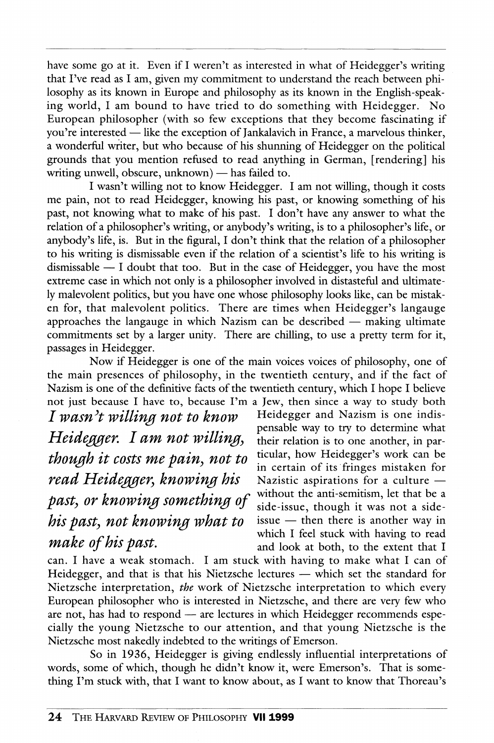have some go at it. Even if I weren't as interested in what of Heidegger's writing that I've read as I am, given my commitment to understand the reach between philosophy as its known in Europe and philosophy as its known in the English-speaking world, I am bound to have tried to do something with Heidegger. No European philosopher (with so few exceptions that they become fascinating if you're interested — like the exception of Jankalavich in France, a marvelous thinker, a wonderful writer, but who because of his shunning of Heidegger on the political grounds that you mention refused to read anything in German, [rendering] his writing unwell, obscure, unknown) — has failed to.

I wasn't willing not to know Heidegger. I am not willing, though it costs me pain, not to read Heidegger, knowing his past, or knowing something of his past, not knowing what to make of his past. I don't have any answer to what the relation of a philosopher's writing, or anybody's writing, is to a philosopher's life, or anybody's life, is. But in the figural, I don't think that the relation of a philosopher to his writing is dismissable even if the relation of a scientist's life to his writing is dismissable — I doubt that too. But in the case of Heidegger, you have the most extreme case in which not only is a philosopher involved in distasteful and ultimately malevolent politics, but you have one whose philosophy looks like, can be mistaken for, that malevolent politics. There are times when Heidegger's langauge approaches the langauge in which Nazism can be described — making ultimate commitments set by a larger unity. There are chilling, to use a pretty term for it, passages in Heidegger.

Now if Heidegger is one of the main voices voices of philosophy, one of the main presences of philosophy, in the twentieth century, and if the fact of Nazism is one of the definitive facts of the twentieth century, which I hope I believe not just because I have to, because I'm a Jew, then since a way to study both Heidegger and Nazism is one indispensable way to try to determine what their relation is to one another, in particular, how Heidegger's work can be in certain of its fringes mistaken for Nazistic aspirations for a culture — without the anti-semitism, let that be a side-issue, though it was not a side-issue — then there is another way in which I feel stuck with having to read and look at both, to the extent that I can. I have a weak stomach. I am stuck with having to make what I can of Heidegger, and that is that his Nietzsche lectures — which set the standard for Nietzsche interpretation, *the* work of Nietzsche interpretation to which every European philosopher who is interested in Nietzsche, and there are very few who are not, has had to respond — are lectures in which Heidegger recommends especially the young Nietzsche to our attention, and that young Nietzsche is the Nietzsche most nakedly indebted to the writings of Emerson.

> *I wasn't willing not to know Heidegger. I am not willing, though it costs me pain, not to read Heidegger, knowing his past, or knowing something of his past, not knowing what to make of his past.*

So in 1936, Heidegger is giving endlessly influential interpretations of words, some of which, though he didn't know it, were Emerson's. That is something I'm stuck with, that I want to know about, as I want to know that Thoreau's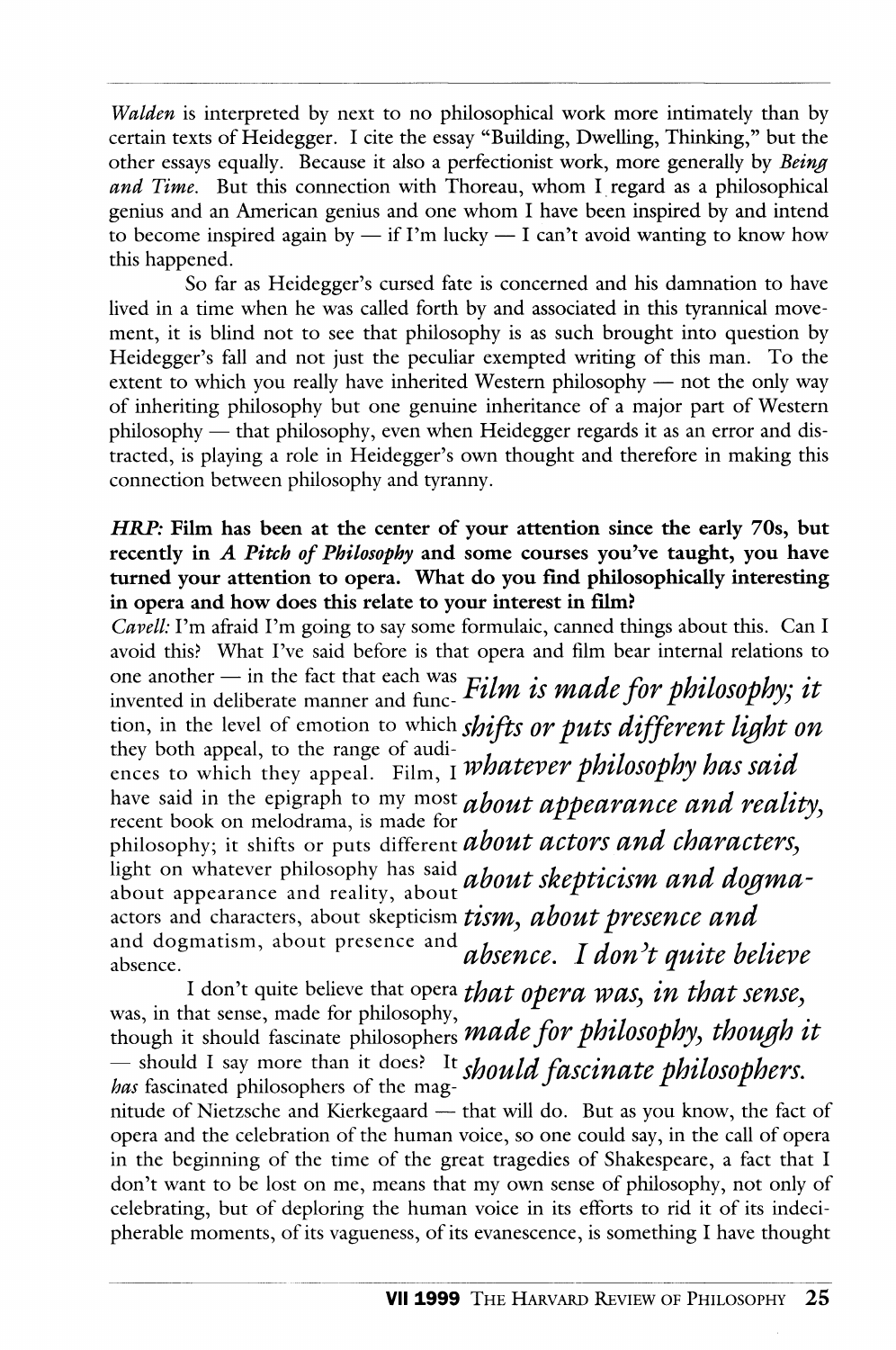*Walden* is interpreted by next to no philosophical work more intimately than by certain texts of Heidegger. I cite the essay "Building, Dwelling, Thinking," but the other essays equally. Because it also a perfectionist work, more generally by *Being and Time*. But this connection with Thoreau, whom I regard as a philosophical genius and an American genius and one whom I have been inspired by and intend to become inspired again by — if I'm lucky — I can't avoid wanting to know how this happened.

So far as Heidegger's cursed fate is concerned and his damnation to have lived in a time when he was called forth by and associated in this tyrannical movement, it is blind not to see that philosophy is as such brought into question by Heidegger's fall and not just the peculiar exempted writing of this man. To the extent to which you really have inherited Western philosophy — not the only way of inheriting philosophy but one genuine inheritance of a major part of Western philosophy — that philosophy, even when Heidegger regards it as an error and distracted, is playing a role in Heidegger's own thought and therefore in making this connection between philosophy and tyranny.

***HRP:*** **Film has been at the center of your attention since the early 70s, but recently in *A Pitch of Philosophy* and some courses you've taught, you have turned your attention to opera. What do you find philosophically interesting in opera and how does this relate to your interest in film?**

*Cavell:* I'm afraid I'm going to say some formulaic, canned things about this. Can I avoid this? What I've said before is that opera and film bear internal relations to one another — in the fact that each was invented in deliberate manner and function, in the level of emotion to which they both appeal, to the range of audiences to which they appeal. Film, I have said in the epigraph to my most recent book on melodrama, is made for philosophy; it shifts or puts different light on whatever philosophy has said about appearance and reality, about actors and characters, about skepticism and dogmatism, about presence and absence.

> *Film is made for philosophy; it shifts or puts different light on whatever philosophy has said about appearance and reality, about actors and characters, about skepticism and dogmatism, about presence and absence. I don't quite believe that opera was, in that sense, made for philosophy, though it should fascinate philosophers.*

I don't quite believe that opera was, in that sense, made for philosophy, though it should fascinate philosophers — should I say more than it does? It *has* fascinated philosophers of the magnitude of Nietzsche and Kierkegaard — that will do. But as you know, the fact of opera and the celebration of the human voice, so one could say, in the call of opera in the beginning of the time of the great tragedies of Shakespeare, a fact that I don't want to be lost on me, means that my own sense of philosophy, not only of celebrating, but of deploring the human voice in its efforts to rid it of its indecipherable moments, of its vagueness, of its evanescence, is something I have thought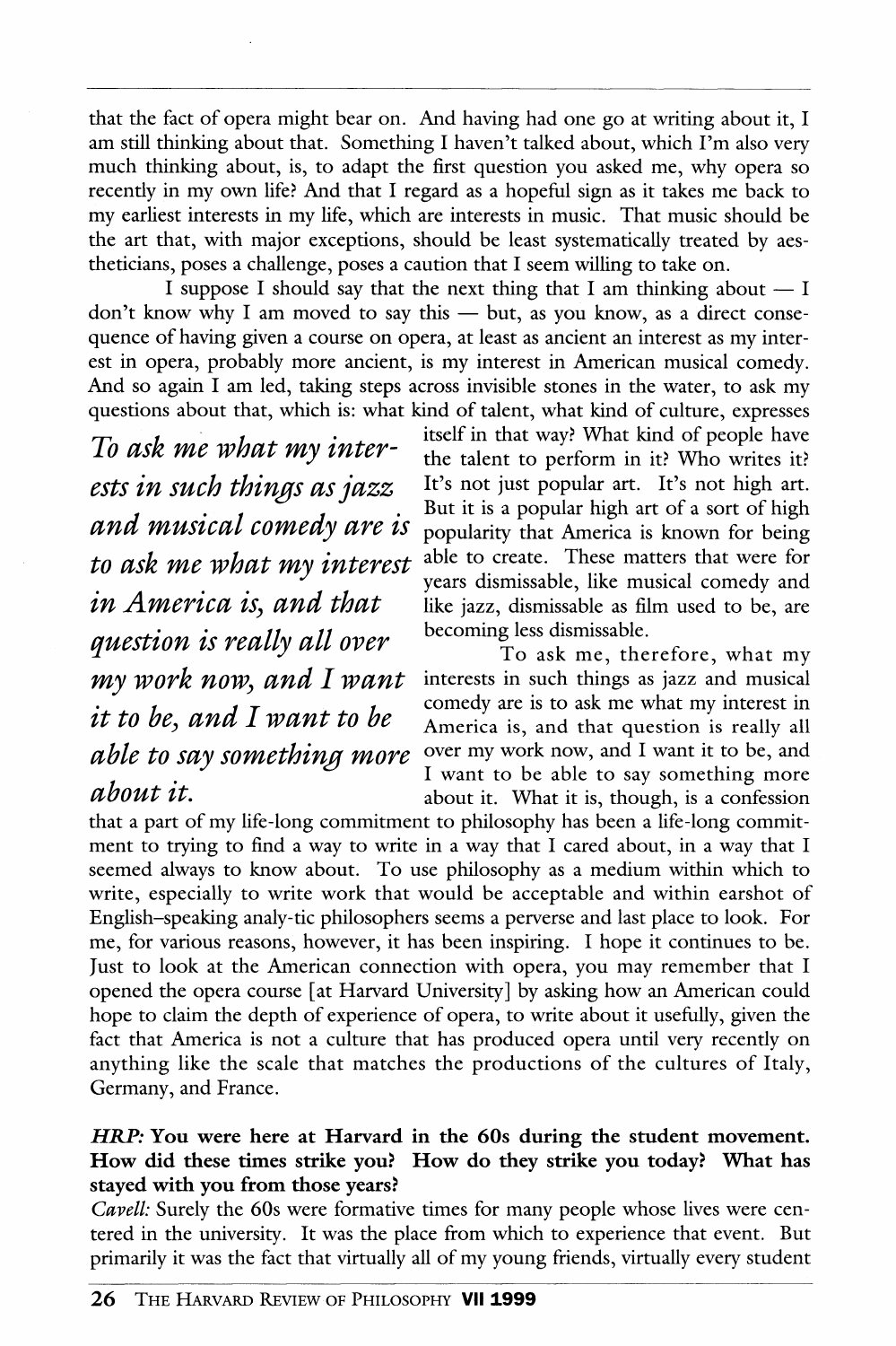that the fact of opera might bear on. And having had one go at writing about it, I am still thinking about that. Something I haven't talked about, which I'm also very much thinking about, is, to adapt the first question you asked me, why opera so recently in my own life? And that I regard as a hopeful sign as it takes me back to my earliest interests in my life, which are interests in music. That music should be the art that, with major exceptions, should be least systematically treated by aestheticians, poses a challenge, poses a caution that I seem willing to take on.

I suppose I should say that the next thing that I am thinking about — I don't know why I am moved to say this — but, as you know, as a direct consequence of having given a course on opera, at least as ancient an interest as my interest in opera, probably more ancient, is my interest in American musical comedy. And so again I am led, taking steps across invisible stones in the water, to ask my questions about that, which is: what kind of talent, what kind of culture, expresses itself in that way? What kind of people have the talent to perform in it? Who writes it? It's not just popular art. It's not high art. But it is a popular high art of a sort of high popularity that America is known for being able to create. These matters that were for years dismissable, like musical comedy and like jazz, dismissable as film used to be, are becoming less dismissable.

> *To ask me what my interests in such things as jazz and musical comedy are is to ask me what my interest in America is, and that question is really all over my work now, and I want it to be, and I want to be able to say something more about it.*

To ask me, therefore, what my interests in such things as jazz and musical comedy are is to ask me what my interest in America is, and that question is really all over my work now, and I want it to be, and I want to be able to say something more about it. What it is, though, is a confession that a part of my life-long commitment to philosophy has been a life-long commitment to trying to find a way to write in a way that I cared about, in a way that I seemed always to know about. To use philosophy as a medium within which to write, especially to write work that would be acceptable and within earshot of English-speaking analy-tic philosophers seems a perverse and last place to look. For me, for various reasons, however, it has been inspiring. I hope it continues to be. Just to look at the American connection with opera, you may remember that I opened the opera course [at Harvard University] by asking how an American could hope to claim the depth of experience of opera, to write about it usefully, given the fact that America is not a culture that has produced opera until very recently on anything like the scale that matches the productions of the cultures of Italy, Germany, and France.

***HRP:* You were here at Harvard in the 60s during the student movement. How did these times strike you? How do they strike you today? What has stayed with you from those years?**

*Cavell:* Surely the 60s were formative times for many people whose lives were centered in the university. It was the place from which to experience that event. But primarily it was the fact that virtually all of my young friends, virtually every student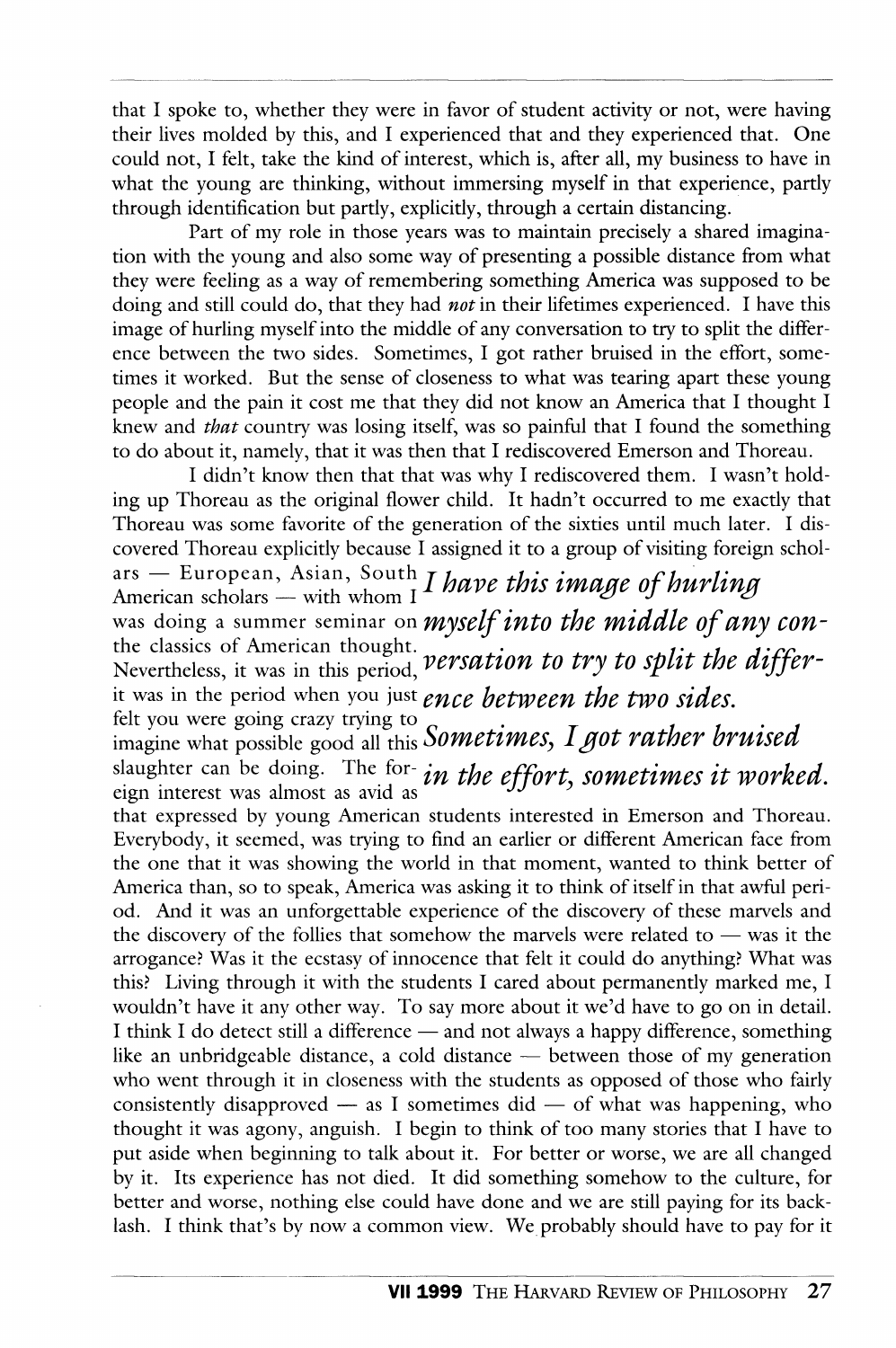that I spoke to, whether they were in favor of student activity or not, were having their lives molded by this, and I experienced that and they experienced that. One could not, I felt, take the kind of interest, which is, after all, my business to have in what the young are thinking, without immersing myself in that experience, partly through identification but partly, explicitly, through a certain distancing.

Part of my role in those years was to maintain precisely a shared imagination with the young and also some way of presenting a possible distance from what they were feeling as a way of remembering something America was supposed to be doing and still could do, that they had *not* in their lifetimes experienced. I have this image of hurling myself into the middle of any conversation to try to split the difference between the two sides. Sometimes, I got rather bruised in the effort, sometimes it worked. But the sense of closeness to what was tearing apart these young people and the pain it cost me that they did not know an America that I thought I knew and *that* country was losing itself, was so painful that I found the something to do about it, namely, that it was then that I rediscovered Emerson and Thoreau.

I didn't know then that that was why I rediscovered them. I wasn't holding up Thoreau as the original flower child. It hadn't occurred to me exactly that Thoreau was some favorite of the generation of the sixties until much later. I discovered Thoreau explicitly because I assigned it to a group of visiting foreign scholars — European, Asian, South American scholars — with whom I was doing a summer seminar on the classics of American thought. Nevertheless, it was in this period, it was in the period when you just felt you were going crazy trying to imagine what possible good all this slaughter can be doing. The foreign interest was almost as avid as that expressed by young American students interested in Emerson and Thoreau. Everybody, it seemed, was trying to find an earlier or different American face from the one that it was showing the world in that moment, wanted to think better of America than, so to speak, America was asking it to think of itself in that awful period. And it was an unforgettable experience of the discovery of these marvels and the discovery of the follies that somehow the marvels were related to — was it the arrogance? Was it the ecstasy of innocence that felt it could do anything? What was this? Living through it with the students I cared about permanently marked me, I wouldn't have it any other way. To say more about it we'd have to go on in detail. I think I do detect still a difference — and not always a happy difference, something like an unbridgeable distance, a cold distance — between those of my generation who went through it in closeness with the students as opposed of those who fairly consistently disapproved — as I sometimes did — of what was happening, who thought it was agony, anguish. I begin to think of too many stories that I have to put aside when beginning to talk about it. For better or worse, we are all changed by it. Its experience has not died. It did something somehow to the culture, for better and worse, nothing else could have done and we are still paying for its backlash. I think that's by now a common view. We probably should have to pay for it

> ***I have this image of hurling myself into the middle of any conversation to try to split the difference between the two sides. Sometimes, I got rather bruised in the effort, sometimes it worked.***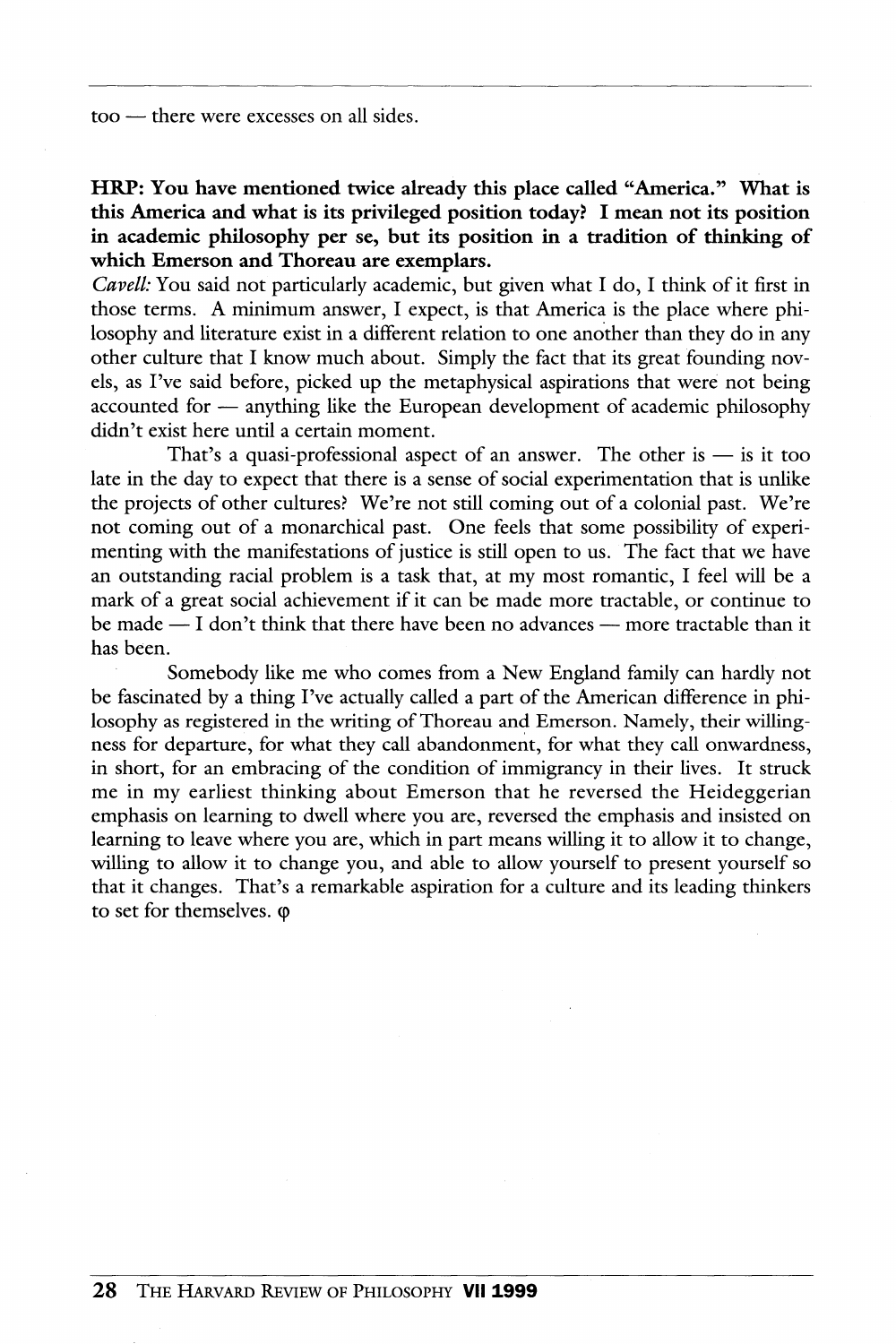too — there were excesses on all sides.

**HRP: You have mentioned twice already this place called "America." What is this America and what is its privileged position today? I mean not its position in academic philosophy per se, but its position in a tradition of thinking of which Emerson and Thoreau are exemplars.**

*Cavell:* You said not particularly academic, but given what I do, I think of it first in those terms. A minimum answer, I expect, is that America is the place where philosophy and literature exist in a different relation to one another than they do in any other culture that I know much about. Simply the fact that its great founding novels, as I've said before, picked up the metaphysical aspirations that were not being accounted for — anything like the European development of academic philosophy didn't exist here until a certain moment.

That's a quasi-professional aspect of an answer. The other is — is it too late in the day to expect that there is a sense of social experimentation that is unlike the projects of other cultures? We're not still coming out of a colonial past. We're not coming out of a monarchical past. One feels that some possibility of experimenting with the manifestations of justice is still open to us. The fact that we have an outstanding racial problem is a task that, at my most romantic, I feel will be a mark of a great social achievement if it can be made more tractable, or continue to be made — I don't think that there have been no advances — more tractable than it has been.

Somebody like me who comes from a New England family can hardly not be fascinated by a thing I've actually called a part of the American difference in philosophy as registered in the writing of Thoreau and Emerson. Namely, their willingness for departure, for what they call abandonment, for what they call onwardness, in short, for an embracing of the condition of immigrancy in their lives. It struck me in my earliest thinking about Emerson that he reversed the Heideggerian emphasis on learning to dwell where you are, reversed the emphasis and insisted on learning to leave where you are, which in part means willing it to allow it to change, willing to allow it to change you, and able to allow yourself to present yourself so that it changes. That's a remarkable aspiration for a culture and its leading thinkers to set for themselves. φ